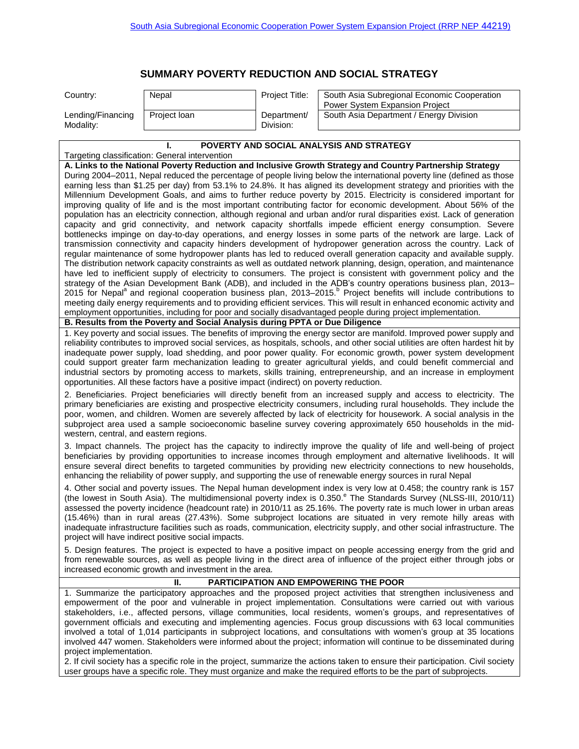South Asia Subregional Economic Cooperation Power System Expansion Project (RRP NEP 44219)

# SUMMARY POVERTY REDUCTION AND SOCIAL STRATEGY

| Country: | Nepal | Project Title: | South Asia Subregional Economic Cooperation Power System Expansion Project |
|---|---|---|---|
| Lending/Financing Modality: | Project loan | Department/ Division: | South Asia Department / Energy Division |

## I. POVERTY AND SOCIAL ANALYSIS AND STRATEGY

Targeting classification: General intervention

**A. Links to the National Poverty Reduction and Inclusive Growth Strategy and Country Partnership Strategy**

During 2004–2011, Nepal reduced the percentage of people living below the international poverty line (defined as those earning less than $1.25 per day) from 53.1% to 24.8%. It has aligned its development strategy and priorities with the Millennium Development Goals, and aims to further reduce poverty by 2015. Electricity is considered important for improving quality of life and is the most important contributing factor for economic development. About 56% of the population has an electricity connection, although regional and urban and/or rural disparities exist. Lack of generation capacity and grid connectivity, and network capacity shortfalls impede efficient energy consumption. Severe bottlenecks impinge on day-to-day operations, and energy losses in some parts of the network are large. Lack of transmission connectivity and capacity hinders development of hydropower generation across the country. Lack of regular maintenance of some hydropower plants has led to reduced overall generation capacity and available supply. The distribution network capacity constraints as well as outdated network planning, design, operation, and maintenance have led to inefficient supply of electricity to consumers. The project is consistent with government policy and the strategy of the Asian Development Bank (ADB), and included in the ADB's country operations business plan, 2013–2015 for Nepal[a] and regional cooperation business plan, 2013–2015.[b] Project benefits will include contributions to meeting daily energy requirements and to providing efficient services. This will result in enhanced economic activity and employment opportunities, including for poor and socially disadvantaged people during project implementation.

**B. Results from the Poverty and Social Analysis during PPTA or Due Diligence**

1. Key poverty and social issues. The benefits of improving the energy sector are manifold. Improved power supply and reliability contributes to improved social services, as hospitals, schools, and other social utilities are often hardest hit by inadequate power supply, load shedding, and poor power quality. For economic growth, power system development could support greater farm mechanization leading to greater agricultural yields, and could benefit commercial and industrial sectors by promoting access to markets, skills training, entrepreneurship, and an increase in employment opportunities. All these factors have a positive impact (indirect) on poverty reduction.

2. Beneficiaries. Project beneficiaries will directly benefit from an increased supply and access to electricity. The primary beneficiaries are existing and prospective electricity consumers, including rural households. They include the poor, women, and children. Women are severely affected by lack of electricity for housework. A social analysis in the subproject area used a sample socioeconomic baseline survey covering approximately 650 households in the mid-western, central, and eastern regions.

3. Impact channels. The project has the capacity to indirectly improve the quality of life and well-being of project beneficiaries by providing opportunities to increase incomes through employment and alternative livelihoods. It will ensure several direct benefits to targeted communities by providing new electricity connections to new households, enhancing the reliability of power supply, and supporting the use of renewable energy sources in rural Nepal

4. Other social and poverty issues. The Nepal human development index is very low at 0.458; the country rank is 157 (the lowest in South Asia). The multidimensional poverty index is 0.350.[e] The Standards Survey (NLSS-III, 2010/11) assessed the poverty incidence (headcount rate) in 2010/11 as 25.16%. The poverty rate is much lower in urban areas (15.46%) than in rural areas (27.43%). Some subproject locations are situated in very remote hilly areas with inadequate infrastructure facilities such as roads, communication, electricity supply, and other social infrastructure. The project will have indirect positive social impacts.

5. Design features. The project is expected to have a positive impact on people accessing energy from the grid and from renewable sources, as well as people living in the direct area of influence of the project either through jobs or increased economic growth and investment in the area.

## II. PARTICIPATION AND EMPOWERING THE POOR

1. Summarize the participatory approaches and the proposed project activities that strengthen inclusiveness and empowerment of the poor and vulnerable in project implementation. Consultations were carried out with various stakeholders, i.e., affected persons, village communities, local residents, women's groups, and representatives of government officials and executing and implementing agencies. Focus group discussions with 63 local communities involved a total of 1,014 participants in subproject locations, and consultations with women's group at 35 locations involved 447 women. Stakeholders were informed about the project; information will continue to be disseminated during project implementation.

2. If civil society has a specific role in the project, summarize the actions taken to ensure their participation. Civil society user groups have a specific role. They must organize and make the required efforts to be the part of subprojects.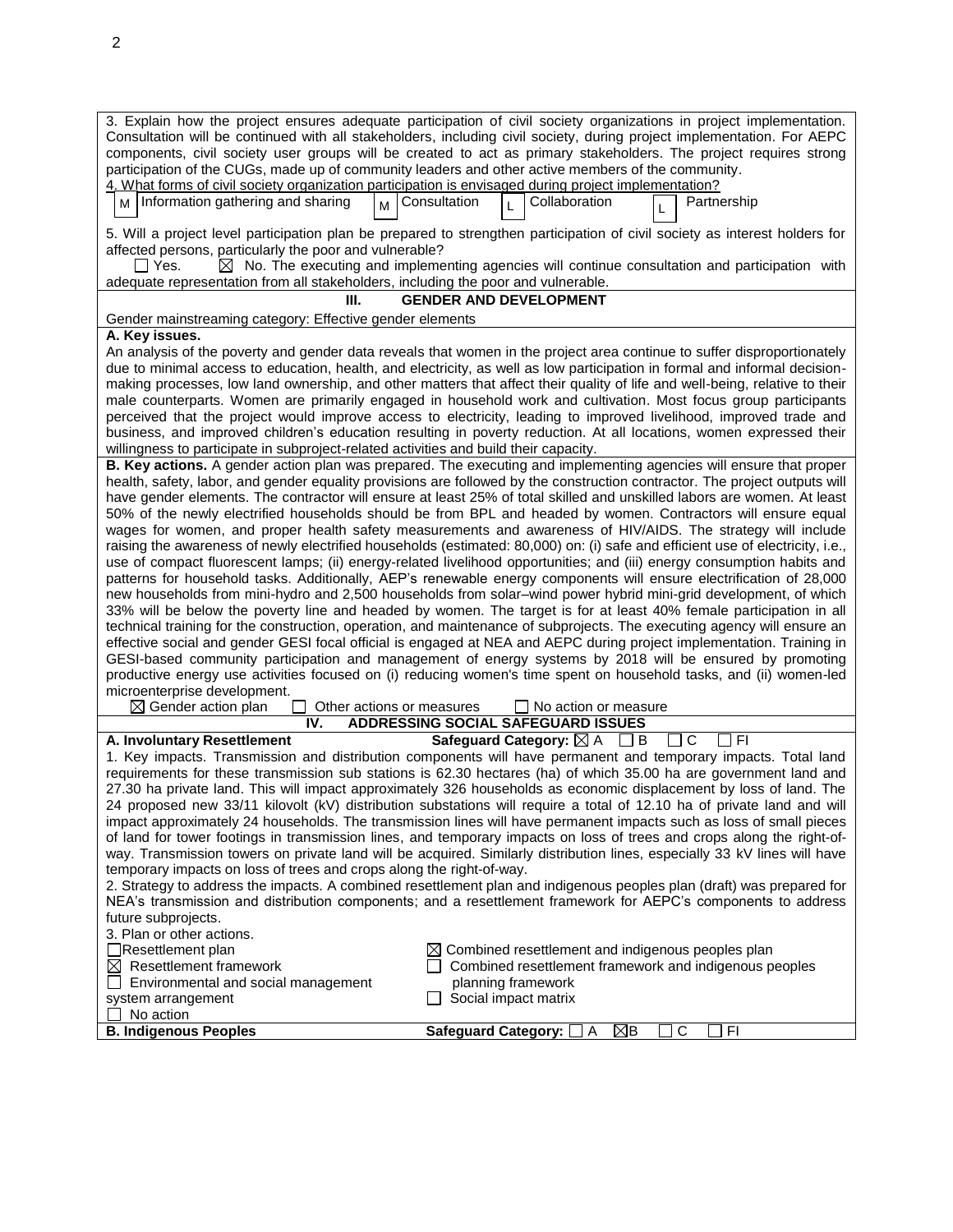3. Explain how the project ensures adequate participation of civil society organizations in project implementation. Consultation will be continued with all stakeholders, including civil society, during project implementation. For AEPC components, civil society user groups will be created to act as primary stakeholders. The project requires strong participation of the CUGs, made up of community leaders and other active members of the community.

4. What forms of civil society organization participation is envisaged during project implementation?

M Information gathering and sharing  M Consultation  L Collaboration  L Partnership

5. Will a project level participation plan be prepared to strengthen participation of civil society as interest holders for affected persons, particularly the poor and vulnerable?

☐ Yes. ☒ No. The executing and implementing agencies will continue consultation and participation with adequate representation from all stakeholders, including the poor and vulnerable.

## III. GENDER AND DEVELOPMENT

Gender mainstreaming category: Effective gender elements

**A. Key issues.**

An analysis of the poverty and gender data reveals that women in the project area continue to suffer disproportionately due to minimal access to education, health, and electricity, as well as low participation in formal and informal decision-making processes, low land ownership, and other matters that affect their quality of life and well-being, relative to their male counterparts. Women are primarily engaged in household work and cultivation. Most focus group participants perceived that the project would improve access to electricity, leading to improved livelihood, improved trade and business, and improved children's education resulting in poverty reduction. At all locations, women expressed their willingness to participate in subproject-related activities and build their capacity.

**B. Key actions.** A gender action plan was prepared. The executing and implementing agencies will ensure that proper health, safety, labor, and gender equality provisions are followed by the construction contractor. The project outputs will have gender elements. The contractor will ensure at least 25% of total skilled and unskilled labors are women. At least 50% of the newly electrified households should be from BPL and headed by women. Contractors will ensure equal wages for women, and proper health safety measurements and awareness of HIV/AIDS. The strategy will include raising the awareness of newly electrified households (estimated: 80,000) on: (i) safe and efficient use of electricity, i.e., use of compact fluorescent lamps; (ii) energy-related livelihood opportunities; and (iii) energy consumption habits and patterns for household tasks. Additionally, AEP's renewable energy components will ensure electrification of 28,000 new households from mini-hydro and 2,500 households from solar–wind power hybrid mini-grid development, of which 33% will be below the poverty line and headed by women. The target is for at least 40% female participation in all technical training for the construction, operation, and maintenance of subprojects. The executing agency will ensure an effective social and gender GESI focal official is engaged at NEA and AEPC during project implementation. Training in GESI-based community participation and management of energy systems by 2018 will be ensured by promoting productive energy use activities focused on (i) reducing women's time spent on household tasks, and (ii) women-led microenterprise development.

☒ Gender action plan ☐ Other actions or measures ☐ No action or measure

## IV. ADDRESSING SOCIAL SAFEGUARD ISSUES

**A. Involuntary Resettlement** **Safeguard Category:** ☒ A ☐ B ☐ C ☐ FI

1. Key impacts. Transmission and distribution components will have permanent and temporary impacts. Total land requirements for these transmission sub stations is 62.30 hectares (ha) of which 35.00 ha are government land and 27.30 ha private land. This will impact approximately 326 households as economic displacement by loss of land. The 24 proposed new 33/11 kilovolt (kV) distribution substations will require a total of 12.10 ha of private land and will impact approximately 24 households. The transmission lines will have permanent impacts such as loss of small pieces of land for tower footings in transmission lines, and temporary impacts on loss of trees and crops along the right-of-way. Transmission towers on private land will be acquired. Similarly distribution lines, especially 33 kV lines will have temporary impacts on loss of trees and crops along the right-of-way.

2. Strategy to address the impacts. A combined resettlement plan and indigenous peoples plan (draft) was prepared for NEA's transmission and distribution components; and a resettlement framework for AEPC's components to address future subprojects.

3. Plan or other actions.

| | |
|---|---|
| ☐ Resettlement plan | ☒ Combined resettlement and indigenous peoples plan |
| ☒ Resettlement framework | ☐ Combined resettlement framework and indigenous peoples planning framework |
| ☐ Environmental and social management system arrangement | ☐ Social impact matrix |
| ☐ No action | |

**B. Indigenous Peoples** **Safeguard Category:** ☐ A ☒ B ☐ C ☐ FI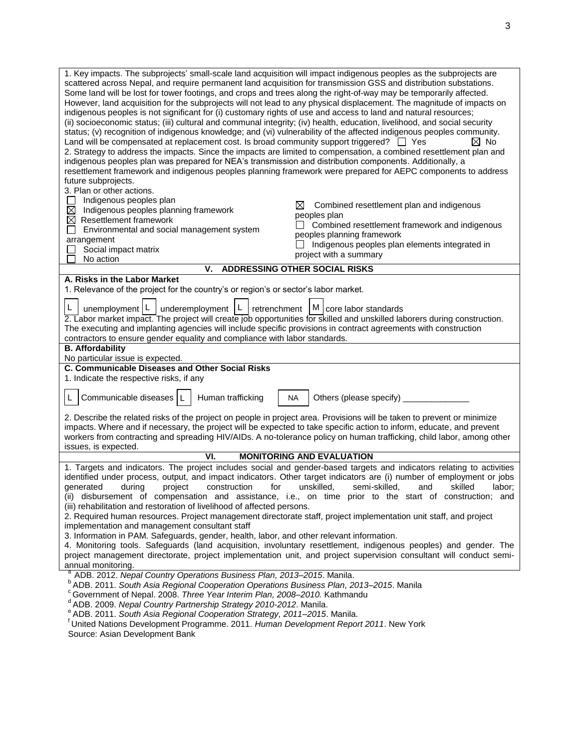1. Key impacts. The subprojects' small-scale land acquisition will impact indigenous peoples as the subprojects are scattered across Nepal, and require permanent land acquisition for transmission GSS and distribution substations. Some land will be lost for tower footings, and crops and trees along the right-of-way may be temporarily affected. However, land acquisition for the subprojects will not lead to any physical displacement. The magnitude of impacts on indigenous peoples is not significant for (i) customary rights of use and access to land and natural resources; (ii) socioeconomic status; (iii) cultural and communal integrity; (iv) health, education, livelihood, and social security status; (v) recognition of indigenous knowledge; and (vi) vulnerability of the affected indigenous peoples community. Land will be compensated at replacement cost. Is broad community support triggered? ☐ Yes ☒ No

2. Strategy to address the impacts. Since the impacts are limited to compensation, a combined resettlement plan and indigenous peoples plan was prepared for NEA's transmission and distribution components. Additionally, a resettlement framework and indigenous peoples planning framework were prepared for AEPC components to address future subprojects.

3. Plan or other actions.

☐ Indigenous peoples plan
☒ Indigenous peoples planning framework
☒ Resettlement framework
☐ Environmental and social management system arrangement
☐ Social impact matrix
☐ No action
☒ Combined resettlement plan and indigenous peoples plan
☐ Combined resettlement framework and indigenous peoples planning framework
☐ Indigenous peoples plan elements integrated in project with a summary

## V. ADDRESSING OTHER SOCIAL RISKS

**A. Risks in the Labor Market**

1. Relevance of the project for the country's or region's or sector's labor market.

L unemployment L underemployment L retrenchment M core labor standards

2. Labor market impact. The project will create job opportunities for skilled and unskilled laborers during construction. The executing and implanting agencies will include specific provisions in contract agreements with construction contractors to ensure gender equality and compliance with labor standards.

**B. Affordability**

No particular issue is expected.

**C. Communicable Diseases and Other Social Risks**

1. Indicate the respective risks, if any

L Communicable diseases L Human trafficking NA Others (please specify) ______________

2. Describe the related risks of the project on people in project area. Provisions will be taken to prevent or minimize impacts. Where and if necessary, the project will be expected to take specific action to inform, educate, and prevent workers from contracting and spreading HIV/AIDs. A no-tolerance policy on human trafficking, child labor, among other issues, is expected.

## VI. MONITORING AND EVALUATION

1. Targets and indicators. The project includes social and gender-based targets and indicators relating to activities identified under process, output, and impact indicators. Other target indicators are (i) number of employment or jobs generated during project construction for unskilled, semi-skilled, and skilled labor; (ii) disbursement of compensation and assistance, i.e., on time prior to the start of construction; and (iii) rehabilitation and restoration of livelihood of affected persons.

2. Required human resources. Project management directorate staff, project implementation unit staff, and project implementation and management consultant staff

3. Information in PAM. Safeguards, gender, health, labor, and other relevant information.

4. Monitoring tools. Safeguards (land acquisition, involuntary resettlement, indigenous peoples) and gender. The project management directorate, project implementation unit, and project supervision consultant will conduct semi-annual monitoring.

[a] ADB. 2012. *Nepal Country Operations Business Plan, 2013–2015*. Manila.
[b] ADB. 2011. *South Asia Regional Cooperation Operations Business Plan, 2013–2015*. Manila
[c] Government of Nepal. 2008. *Three Year Interim Plan, 2008–2010.* Kathmandu
[d] ADB. 2009. *Nepal Country Partnership Strategy 2010-2012*. Manila.
[e] ADB. 2011. *South Asia Regional Cooperation Strategy, 2011–2015*. Manila.
[f] United Nations Development Programme. 2011. *Human Development Report 2011*. New York
Source: Asian Development Bank